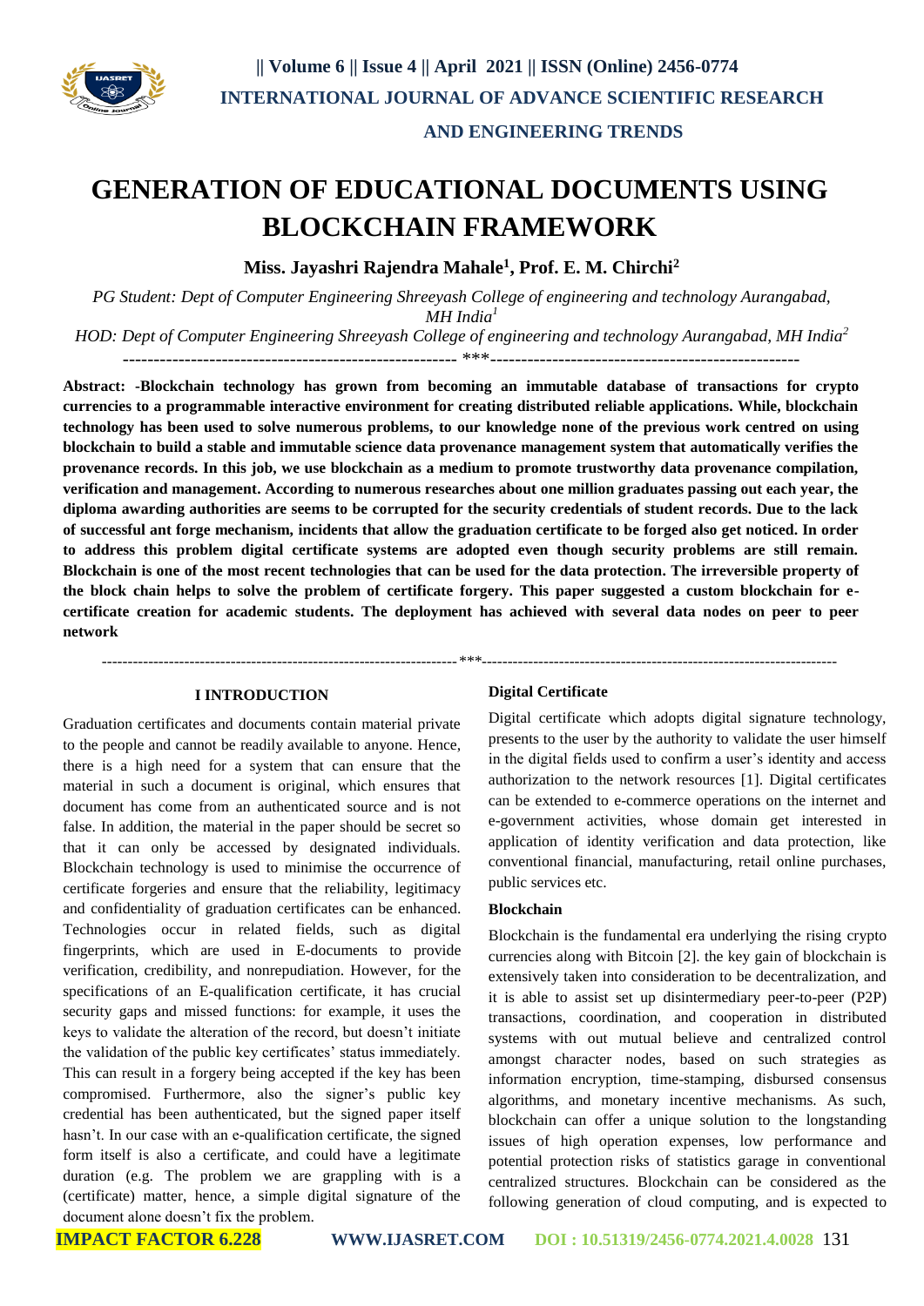# GENERATION OF EDUCATIONAL DOCUMENTS USING BLOCKCHAIN FRAMEWORK

**Miss. Jayashri Rajendra Mahale[1], Prof. E. M. Chirchi[2]**

*PG Student: Dept of Computer Engineering Shreeyash College of engineering and technology Aurangabad, MH India[1]*

*HOD: Dept of Computer Engineering Shreeyash College of engineering and technology Aurangabad, MH India[2]*

---

**Abstract: -Blockchain technology has grown from becoming an immutable database of transactions for crypto currencies to a programmable interactive environment for creating distributed reliable applications. While, blockchain technology has been used to solve numerous problems, to our knowledge none of the previous work centred on using blockchain to build a stable and immutable science data provenance management system that automatically verifies the provenance records. In this job, we use blockchain as a medium to promote trustworthy data provenance compilation, verification and management. According to numerous researches about one million graduates passing out each year, the diploma awarding authorities are seems to be corrupted for the security credentials of student records. Due to the lack of successful ant forge mechanism, incidents that allow the graduation certificate to be forged also get noticed. In order to address this problem digital certificate systems are adopted even though security problems are still remain. Blockchain is one of the most recent technologies that can be used for the data protection. The irreversible property of the block chain helps to solve the problem of certificate forgery. This paper suggested a custom blockchain for e-certificate creation for academic students. The deployment has achieved with several data nodes on peer to peer network**

---

## I INTRODUCTION

Graduation certificates and documents contain material private to the people and cannot be readily available to anyone. Hence, there is a high need for a system that can ensure that the material in such a document is original, which ensures that document has come from an authenticated source and is not false. In addition, the material in the paper should be secret so that it can only be accessed by designated individuals. Blockchain technology is used to minimise the occurrence of certificate forgeries and ensure that the reliability, legitimacy and confidentiality of graduation certificates can be enhanced. Technologies occur in related fields, such as digital fingerprints, which are used in E-documents to provide verification, credibility, and nonrepudiation. However, for the specifications of an E-qualification certificate, it has crucial security gaps and missed functions: for example, it uses the keys to validate the alteration of the record, but doesn't initiate the validation of the public key certificates' status immediately. This can result in a forgery being accepted if the key has been compromised. Furthermore, also the signer's public key credential has been authenticated, but the signed paper itself hasn't. In our case with an e-qualification certificate, the signed form itself is also a certificate, and could have a legitimate duration (e.g. The problem we are grappling with is a (certificate) matter, hence, a simple digital signature of the document alone doesn't fix the problem.

### Digital Certificate

Digital certificate which adopts digital signature technology, presents to the user by the authority to validate the user himself in the digital fields used to confirm a user's identity and access authorization to the network resources [1]. Digital certificates can be extended to e-commerce operations on the internet and e-government activities, whose domain get interested in application of identity verification and data protection, like conventional financial, manufacturing, retail online purchases, public services etc.

### Blockchain

Blockchain is the fundamental era underlying the rising crypto currencies along with Bitcoin [2]. the key gain of blockchain is extensively taken into consideration to be decentralization, and it is able to assist set up disintermediary peer-to-peer (P2P) transactions, coordination, and cooperation in distributed systems with out mutual believe and centralized control amongst character nodes, based on such strategies as information encryption, time-stamping, disbursed consensus algorithms, and monetary incentive mechanisms. As such, blockchain can offer a unique solution to the longstanding issues of high operation expenses, low performance and potential protection risks of statistics garage in conventional centralized structures. Blockchain can be considered as the following generation of cloud computing, and is expected to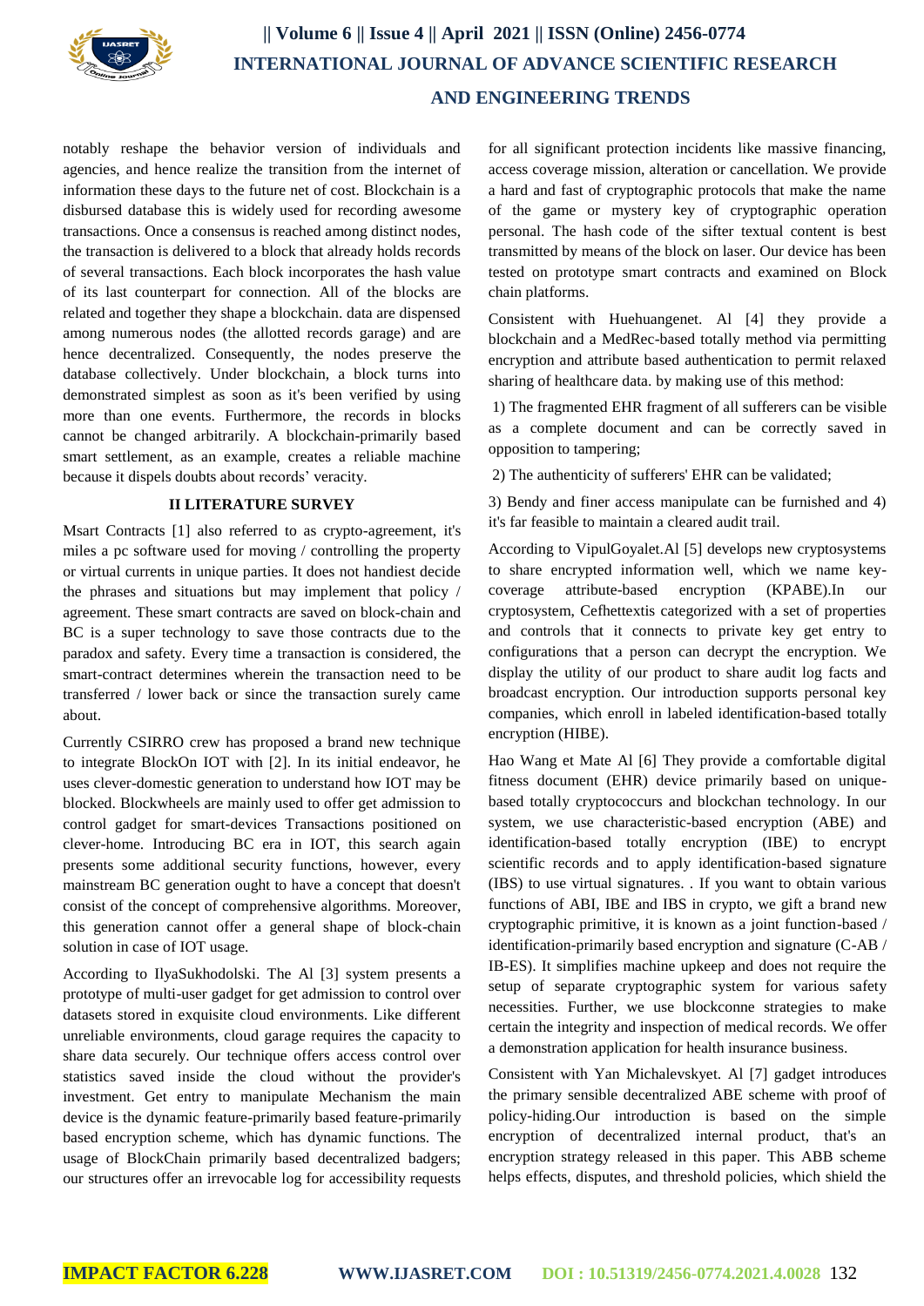notably reshape the behavior version of individuals and agencies, and hence realize the transition from the internet of information these days to the future net of cost. Blockchain is a disbursed database this is widely used for recording awesome transactions. Once a consensus is reached among distinct nodes, the transaction is delivered to a block that already holds records of several transactions. Each block incorporates the hash value of its last counterpart for connection. All of the blocks are related and together they shape a blockchain. data are dispensed among numerous nodes (the allotted records garage) and are hence decentralized. Consequently, the nodes preserve the database collectively. Under blockchain, a block turns into demonstrated simplest as soon as it's been verified by using more than one events. Furthermore, the records in blocks cannot be changed arbitrarily. A blockchain-primarily based smart settlement, as an example, creates a reliable machine because it dispels doubts about records' veracity.

## II LITERATURE SURVEY

Msart Contracts [1] also referred to as crypto-agreement, it's miles a pc software used for moving / controlling the property or virtual currents in unique parties. It does not handiest decide the phrases and situations but may implement that policy / agreement. These smart contracts are saved on block-chain and BC is a super technology to save those contracts due to the paradox and safety. Every time a transaction is considered, the smart-contract determines wherein the transaction need to be transferred / lower back or since the transaction surely came about.

Currently CSIRRO crew has proposed a brand new technique to integrate BlockOn IOT with [2]. In its initial endeavor, he uses clever-domestic generation to understand how IOT may be blocked. Blockwheels are mainly used to offer get admission to control gadget for smart-devices Transactions positioned on clever-home. Introducing BC era in IOT, this search again presents some additional security functions, however, every mainstream BC generation ought to have a concept that doesn't consist of the concept of comprehensive algorithms. Moreover, this generation cannot offer a general shape of block-chain solution in case of IOT usage.

According to IlyaSukhodolski. The Al [3] system presents a prototype of multi-user gadget for get admission to control over datasets stored in exquisite cloud environments. Like different unreliable environments, cloud garage requires the capacity to share data securely. Our technique offers access control over statistics saved inside the cloud without the provider's investment. Get entry to manipulate Mechanism the main device is the dynamic feature-primarily based feature-primarily based encryption scheme, which has dynamic functions. The usage of BlockChain primarily based decentralized badgers; our structures offer an irrevocable log for accessibility requests for all significant protection incidents like massive financing, access coverage mission, alteration or cancellation. We provide a hard and fast of cryptographic protocols that make the name of the game or mystery key of cryptographic operation personal. The hash code of the sifter textual content is best transmitted by means of the block on laser. Our device has been tested on prototype smart contracts and examined on Block chain platforms.

Consistent with Huehuangenet. Al [4] they provide a blockchain and a MedRec-based totally method via permitting encryption and attribute based authentication to permit relaxed sharing of healthcare data. by making use of this method:

1) The fragmented EHR fragment of all sufferers can be visible as a complete document and can be correctly saved in opposition to tampering;

2) The authenticity of sufferers' EHR can be validated;

3) Bendy and finer access manipulate can be furnished and 4) it's far feasible to maintain a cleared audit trail.

According to VipulGoyalet.Al [5] develops new cryptosystems to share encrypted information well, which we name key-coverage attribute-based encryption (KPABE).In our cryptosystem, Cefhettextis categorized with a set of properties and controls that it connects to private key get entry to configurations that a person can decrypt the encryption. We display the utility of our product to share audit log facts and broadcast encryption. Our introduction supports personal key companies, which enroll in labeled identification-based totally encryption (HIBE).

Hao Wang et Mate Al [6] They provide a comfortable digital fitness document (EHR) device primarily based on unique-based totally cryptococcurs and blockchan technology. In our system, we use characteristic-based encryption (ABE) and identification-based totally encryption (IBE) to encrypt scientific records and to apply identification-based signature (IBS) to use virtual signatures. . If you want to obtain various functions of ABI, IBE and IBS in crypto, we gift a brand new cryptographic primitive, it is known as a joint function-based / identification-primarily based encryption and signature (C-AB / IB-ES). It simplifies machine upkeep and does not require the setup of separate cryptographic system for various safety necessities. Further, we use blockconne strategies to make certain the integrity and inspection of medical records. We offer a demonstration application for health insurance business.

Consistent with Yan Michalevskyet. Al [7] gadget introduces the primary sensible decentralized ABE scheme with proof of policy-hiding.Our introduction is based on the simple encryption of decentralized internal product, that's an encryption strategy released in this paper. This ABB scheme helps effects, disputes, and threshold policies, which shield the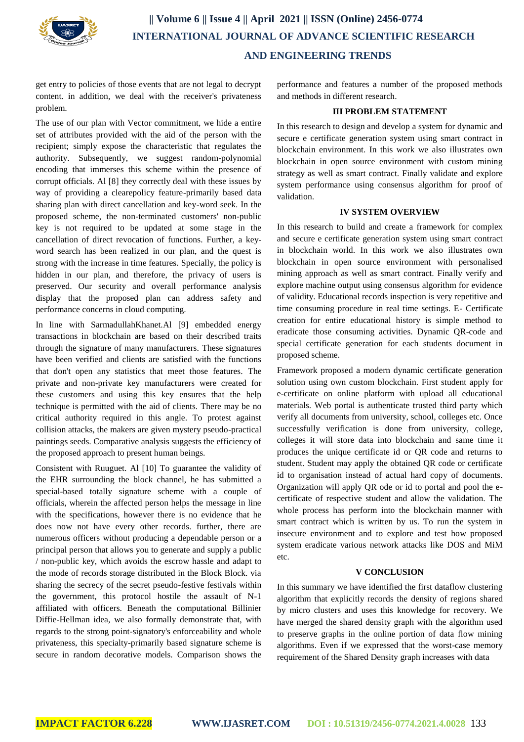get entry to policies of those events that are not legal to decrypt content. in addition, we deal with the receiver's privateness problem.

The use of our plan with Vector commitment, we hide a entire set of attributes provided with the aid of the person with the recipient; simply expose the characteristic that regulates the authority. Subsequently, we suggest random-polynomial encoding that immerses this scheme within the presence of corrupt officials. Al [8] they correctly deal with these issues by way of providing a clearepolicy feature-primarily based data sharing plan with direct cancellation and key-word seek. In the proposed scheme, the non-terminated customers' non-public key is not required to be updated at some stage in the cancellation of direct revocation of functions. Further, a key-word search has been realized in our plan, and the quest is strong with the increase in time features. Specially, the policy is hidden in our plan, and therefore, the privacy of users is preserved. Our security and overall performance analysis display that the proposed plan can address safety and performance concerns in cloud computing.

In line with SarmadullahKhanet.Al [9] embedded energy transactions in blockchain are based on their described traits through the signature of many manufacturers. These signatures have been verified and clients are satisfied with the functions that don't open any statistics that meet those features. The private and non-private key manufacturers were created for these customers and using this key ensures that the help technique is permitted with the aid of clients. There may be no critical authority required in this angle. To protest against collision attacks, the makers are given mystery pseudo-practical paintings seeds. Comparative analysis suggests the efficiency of the proposed approach to present human beings.

Consistent with Ruuguet. Al [10] To guarantee the validity of the EHR surrounding the block channel, he has submitted a special-based totally signature scheme with a couple of officials, wherein the affected person helps the message in line with the specifications, however there is no evidence that he does now not have every other records. further, there are numerous officers without producing a dependable person or a principal person that allows you to generate and supply a public / non-public key, which avoids the escrow hassle and adapt to the mode of records storage distributed in the Block Block. via sharing the secrecy of the secret pseudo-festive festivals within the government, this protocol hostile the assault of N-1 affiliated with officers. Beneath the computational Billinier Diffie-Hellman idea, we also formally demonstrate that, with regards to the strong point-signatory's enforceability and whole privateness, this specialty-primarily based signature scheme is secure in random decorative models. Comparison shows the performance and features a number of the proposed methods and methods in different research.

## III PROBLEM STATEMENT

In this research to design and develop a system for dynamic and secure e certificate generation system using smart contract in blockchain environment. In this work we also illustrates own blockchain in open source environment with custom mining strategy as well as smart contract. Finally validate and explore system performance using consensus algorithm for proof of validation.

## IV SYSTEM OVERVIEW

In this research to build and create a framework for complex and secure e certificate generation system using smart contract in blockchain world. In this work we also illustrates own blockchain in open source environment with personalised mining approach as well as smart contract. Finally verify and explore machine output using consensus algorithm for evidence of validity. Educational records inspection is very repetitive and time consuming procedure in real time settings. E- Certificate creation for entire educational history is simple method to eradicate those consuming activities. Dynamic QR-code and special certificate generation for each students document in proposed scheme.

Framework proposed a modern dynamic certificate generation solution using own custom blockchain. First student apply for e-certificate on online platform with upload all educational materials. Web portal is authenticate trusted third party which verify all documents from university, school, colleges etc. Once successfully verification is done from university, college, colleges it will store data into blockchain and same time it produces the unique certificate id or QR code and returns to student. Student may apply the obtained QR code or certificate id to organisation instead of actual hard copy of documents. Organization will apply QR ode or id to portal and pool the e-certificate of respective student and allow the validation. The whole process has perform into the blockchain manner with smart contract which is written by us. To run the system in insecure environment and to explore and test how proposed system eradicate various network attacks like DOS and MiM etc.

## V CONCLUSION

In this summary we have identified the first dataflow clustering algorithm that explicitly records the density of regions shared by micro clusters and uses this knowledge for recovery. We have merged the shared density graph with the algorithm used to preserve graphs in the online portion of data flow mining algorithms. Even if we expressed that the worst-case memory requirement of the Shared Density graph increases with data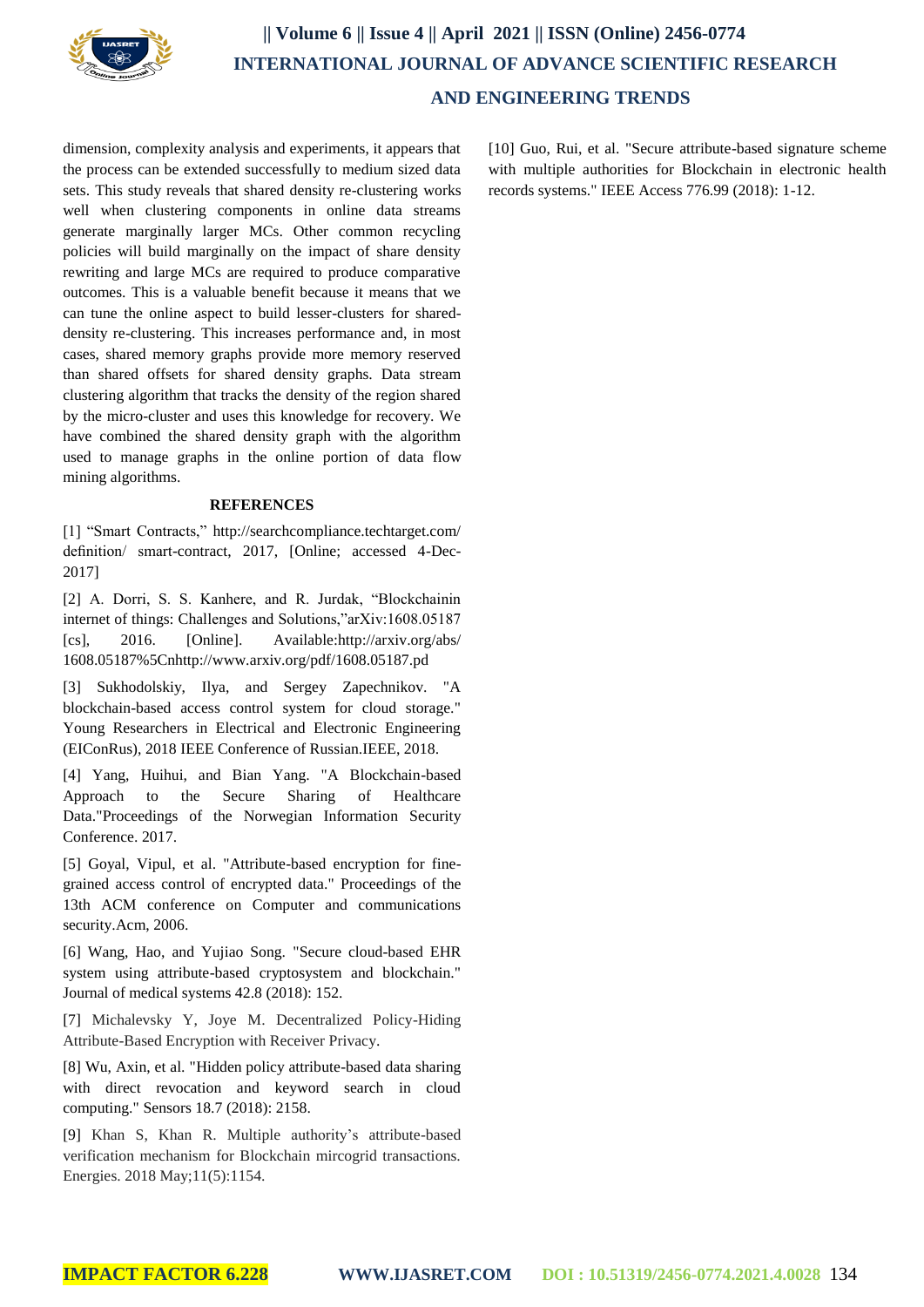dimension, complexity analysis and experiments, it appears that the process can be extended successfully to medium sized data sets. This study reveals that shared density re-clustering works well when clustering components in online data streams generate marginally larger MCs. Other common recycling policies will build marginally on the impact of share density rewriting and large MCs are required to produce comparative outcomes. This is a valuable benefit because it means that we can tune the online aspect to build lesser-clusters for shared-density re-clustering. This increases performance and, in most cases, shared memory graphs provide more memory reserved than shared offsets for shared density graphs. Data stream clustering algorithm that tracks the density of the region shared by the micro-cluster and uses this knowledge for recovery. We have combined the shared density graph with the algorithm used to manage graphs in the online portion of data flow mining algorithms.

## REFERENCES

[1] "Smart Contracts," http://searchcompliance.techtarget.com/ definition/ smart-contract, 2017, [Online; accessed 4-Dec-2017]

[2] A. Dorri, S. S. Kanhere, and R. Jurdak, "Blockchainin internet of things: Challenges and Solutions,"arXiv:1608.05187 [cs], 2016. [Online]. Available:http://arxiv.org/abs/ 1608.05187%5Cnhttp://www.arxiv.org/pdf/1608.05187.pd

[3] Sukhodolskiy, Ilya, and Sergey Zapechnikov. "A blockchain-based access control system for cloud storage." Young Researchers in Electrical and Electronic Engineering (EIConRus), 2018 IEEE Conference of Russian.IEEE, 2018.

[4] Yang, Huihui, and Bian Yang. "A Blockchain-based Approach to the Secure Sharing of Healthcare Data."Proceedings of the Norwegian Information Security Conference. 2017.

[5] Goyal, Vipul, et al. "Attribute-based encryption for fine-grained access control of encrypted data." Proceedings of the 13th ACM conference on Computer and communications security.Acm, 2006.

[6] Wang, Hao, and Yujiao Song. "Secure cloud-based EHR system using attribute-based cryptosystem and blockchain." Journal of medical systems 42.8 (2018): 152.

[7] Michalevsky Y, Joye M. Decentralized Policy-Hiding Attribute-Based Encryption with Receiver Privacy.

[8] Wu, Axin, et al. "Hidden policy attribute-based data sharing with direct revocation and keyword search in cloud computing." Sensors 18.7 (2018): 2158.

[9] Khan S, Khan R. Multiple authority's attribute-based verification mechanism for Blockchain mircogrid transactions. Energies. 2018 May;11(5):1154.

[10] Guo, Rui, et al. "Secure attribute-based signature scheme with multiple authorities for Blockchain in electronic health records systems." IEEE Access 776.99 (2018): 1-12.